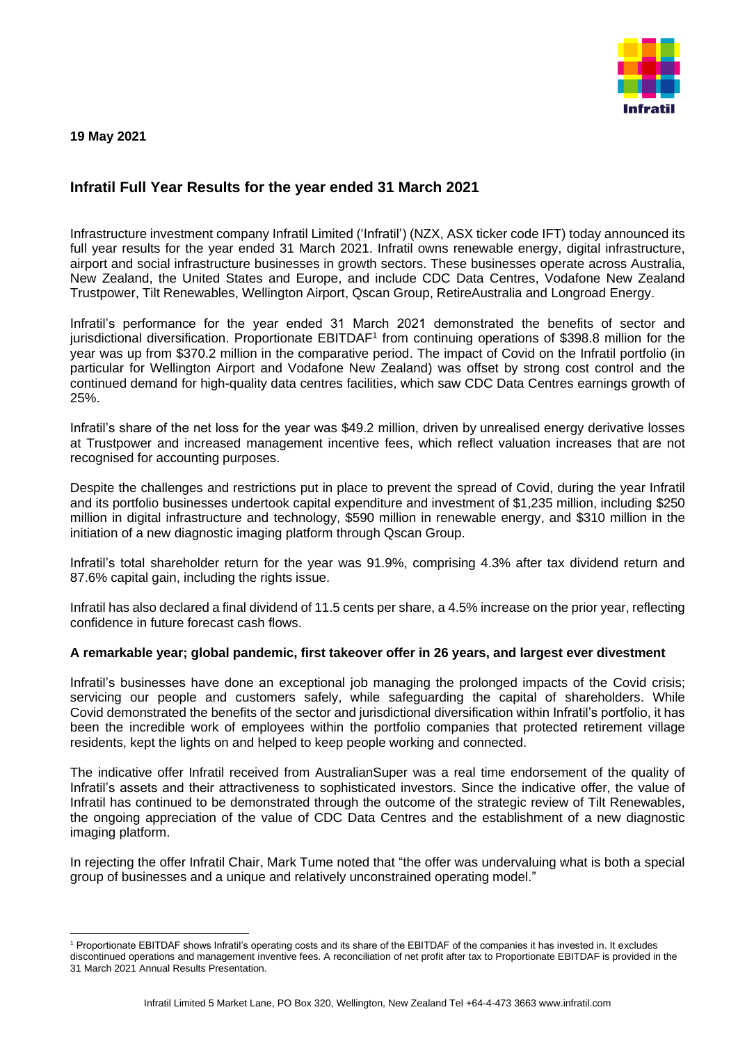**19 May 2021**

## Infratil Full Year Results for the year ended 31 March 2021

Infrastructure investment company Infratil Limited ('Infratil') (NZX, ASX ticker code IFT) today announced its full year results for the year ended 31 March 2021. Infratil owns renewable energy, digital infrastructure, airport and social infrastructure businesses in growth sectors. These businesses operate across Australia, New Zealand, the United States and Europe, and include CDC Data Centres, Vodafone New Zealand Trustpower, Tilt Renewables, Wellington Airport, Qscan Group, RetireAustralia and Longroad Energy.

Infratil's performance for the year ended 31 March 2021 demonstrated the benefits of sector and jurisdictional diversification. Proportionate EBITDAF[1] from continuing operations of $398.8 million for the year was up from $370.2 million in the comparative period. The impact of Covid on the Infratil portfolio (in particular for Wellington Airport and Vodafone New Zealand) was offset by strong cost control and the continued demand for high-quality data centres facilities, which saw CDC Data Centres earnings growth of 25%.

Infratil's share of the net loss for the year was $49.2 million, driven by unrealised energy derivative losses at Trustpower and increased management incentive fees, which reflect valuation increases that are not recognised for accounting purposes.

Despite the challenges and restrictions put in place to prevent the spread of Covid, during the year Infratil and its portfolio businesses undertook capital expenditure and investment of $1,235 million, including $250 million in digital infrastructure and technology, $590 million in renewable energy, and $310 million in the initiation of a new diagnostic imaging platform through Qscan Group.

Infratil's total shareholder return for the year was 91.9%, comprising 4.3% after tax dividend return and 87.6% capital gain, including the rights issue.

Infratil has also declared a final dividend of 11.5 cents per share, a 4.5% increase on the prior year, reflecting confidence in future forecast cash flows.

**A remarkable year; global pandemic, first takeover offer in 26 years, and largest ever divestment**

Infratil's businesses have done an exceptional job managing the prolonged impacts of the Covid crisis; servicing our people and customers safely, while safeguarding the capital of shareholders. While Covid demonstrated the benefits of the sector and jurisdictional diversification within Infratil's portfolio, it has been the incredible work of employees within the portfolio companies that protected retirement village residents, kept the lights on and helped to keep people working and connected.

The indicative offer Infratil received from AustralianSuper was a real time endorsement of the quality of Infratil's assets and their attractiveness to sophisticated investors. Since the indicative offer, the value of Infratil has continued to be demonstrated through the outcome of the strategic review of Tilt Renewables, the ongoing appreciation of the value of CDC Data Centres and the establishment of a new diagnostic imaging platform.

In rejecting the offer Infratil Chair, Mark Tume noted that "the offer was undervaluing what is both a special group of businesses and a unique and relatively unconstrained operating model."

[1] Proportionate EBITDAF shows Infratil's operating costs and its share of the EBITDAF of the companies it has invested in. It excludes discontinued operations and management inventive fees. A reconciliation of net profit after tax to Proportionate EBITDAF is provided in the 31 March 2021 Annual Results Presentation.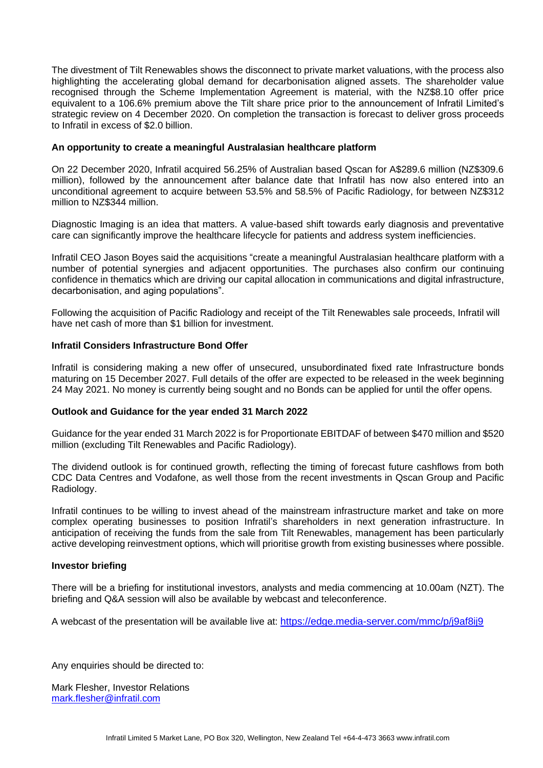The divestment of Tilt Renewables shows the disconnect to private market valuations, with the process also highlighting the accelerating global demand for decarbonisation aligned assets. The shareholder value recognised through the Scheme Implementation Agreement is material, with the NZ$8.10 offer price equivalent to a 106.6% premium above the Tilt share price prior to the announcement of Infratil Limited's strategic review on 4 December 2020. On completion the transaction is forecast to deliver gross proceeds to Infratil in excess of $2.0 billion.

**An opportunity to create a meaningful Australasian healthcare platform**

On 22 December 2020, Infratil acquired 56.25% of Australian based Qscan for A$289.6 million (NZ$309.6 million), followed by the announcement after balance date that Infratil has now also entered into an unconditional agreement to acquire between 53.5% and 58.5% of Pacific Radiology, for between NZ$312 million to NZ$344 million.

Diagnostic Imaging is an idea that matters. A value-based shift towards early diagnosis and preventative care can significantly improve the healthcare lifecycle for patients and address system inefficiencies.

Infratil CEO Jason Boyes said the acquisitions "create a meaningful Australasian healthcare platform with a number of potential synergies and adjacent opportunities. The purchases also confirm our continuing confidence in thematics which are driving our capital allocation in communications and digital infrastructure, decarbonisation, and aging populations".

Following the acquisition of Pacific Radiology and receipt of the Tilt Renewables sale proceeds, Infratil will have net cash of more than $1 billion for investment.

**Infratil Considers Infrastructure Bond Offer**

Infratil is considering making a new offer of unsecured, unsubordinated fixed rate Infrastructure bonds maturing on 15 December 2027. Full details of the offer are expected to be released in the week beginning 24 May 2021. No money is currently being sought and no Bonds can be applied for until the offer opens.

**Outlook and Guidance for the year ended 31 March 2022**

Guidance for the year ended 31 March 2022 is for Proportionate EBITDAF of between $470 million and $520 million (excluding Tilt Renewables and Pacific Radiology).

The dividend outlook is for continued growth, reflecting the timing of forecast future cashflows from both CDC Data Centres and Vodafone, as well those from the recent investments in Qscan Group and Pacific Radiology.

Infratil continues to be willing to invest ahead of the mainstream infrastructure market and take on more complex operating businesses to position Infratil's shareholders in next generation infrastructure. In anticipation of receiving the funds from the sale from Tilt Renewables, management has been particularly active developing reinvestment options, which will prioritise growth from existing businesses where possible.

**Investor briefing**

There will be a briefing for institutional investors, analysts and media commencing at 10.00am (NZT). The briefing and Q&A session will also be available by webcast and teleconference.

A webcast of the presentation will be available live at: https://edge.media-server.com/mmc/p/j9af8ij9

Any enquiries should be directed to:

Mark Flesher, Investor Relations
mark.flesher@infratil.com

Infratil Limited 5 Market Lane, PO Box 320, Wellington, New Zealand Tel +64-4-473 3663 www.infratil.com